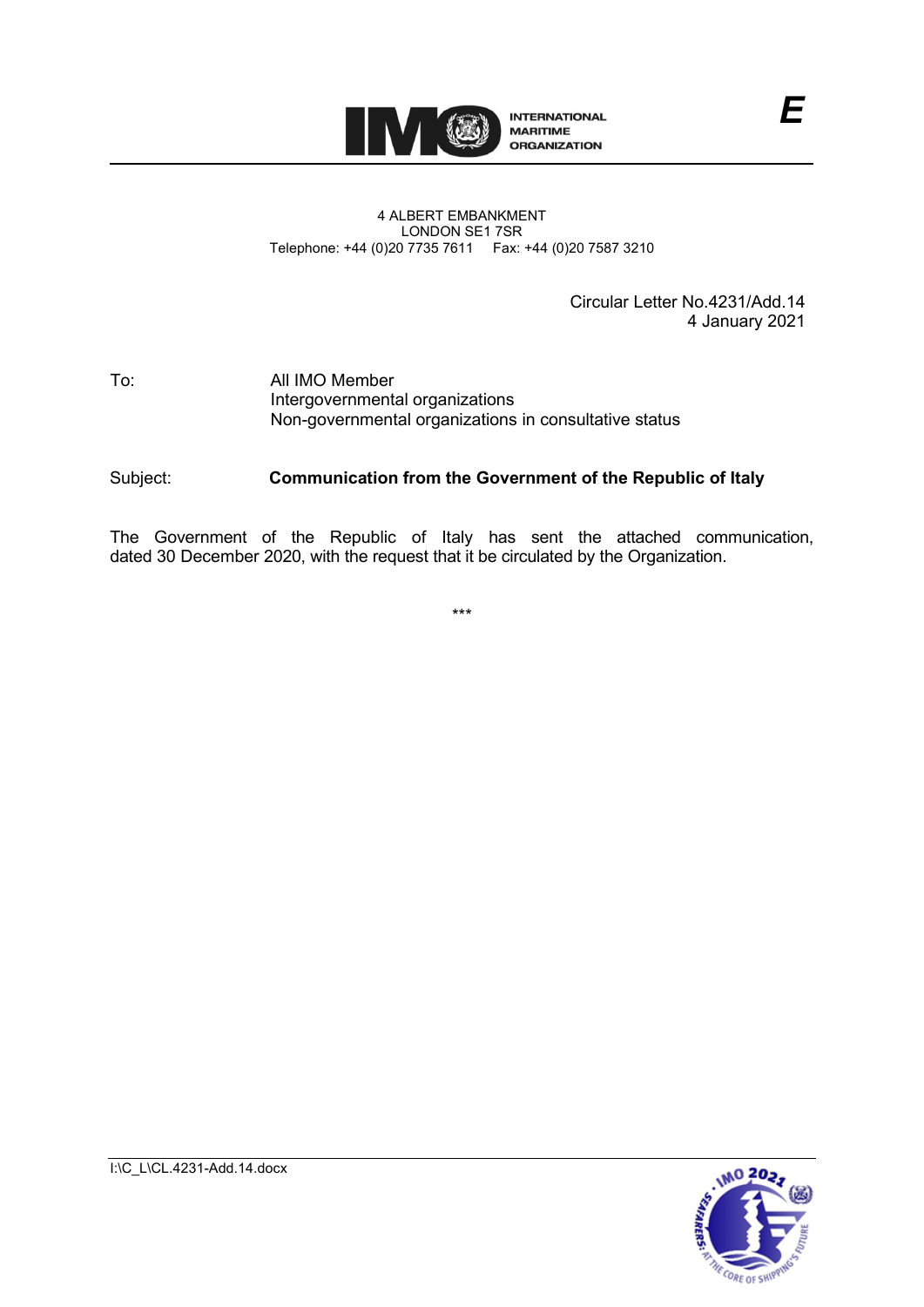INTERNATIONAL MARITIME ORGANIZATION

*E*

4 ALBERT EMBANKMENT
LONDON SE1 7SR
Telephone: +44 (0)20 7735 7611 Fax: +44 (0)20 7587 3210

Circular Letter No.4231/Add.14
4 January 2021

To: All IMO Member
Intergovernmental organizations
Non-governmental organizations in consultative status

Subject: **Communication from the Government of the Republic of Italy**

The Government of the Republic of Italy has sent the attached communication, dated 30 December 2020, with the request that it be circulated by the Organization.

\*\*\*

I:\C_L\CL.4231-Add.14.docx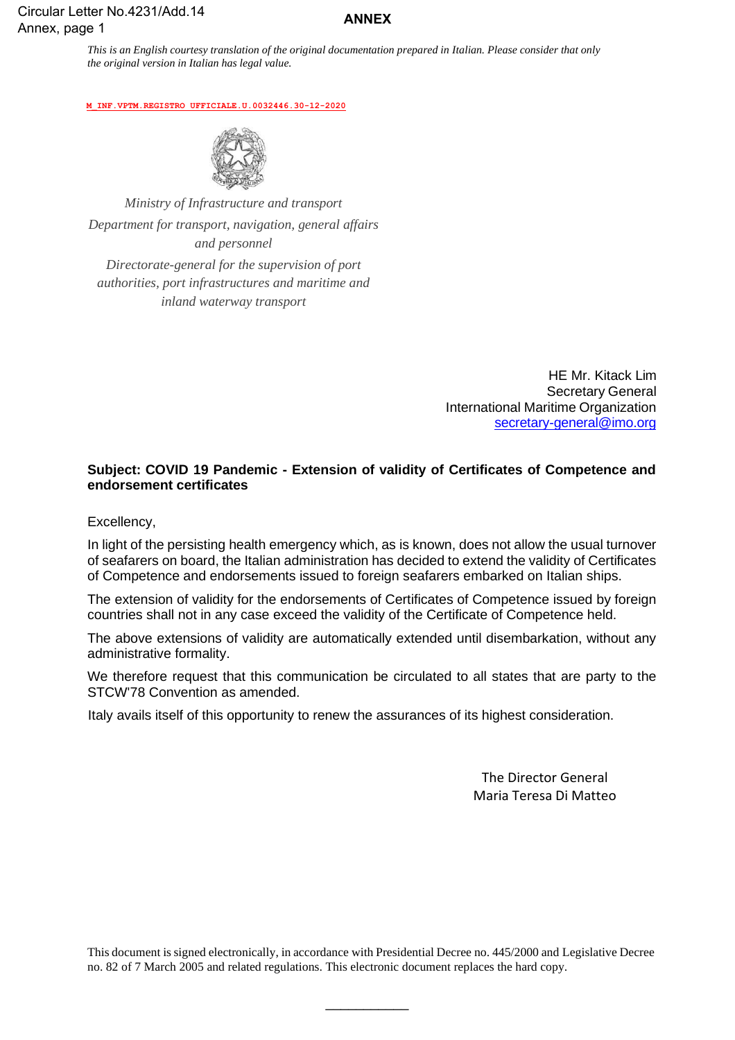**ANNEX**

*This is an English courtesy translation of the original documentation prepared in Italian. Please consider that only the original version in Italian has legal value.*

M_INF.VPTM.REGISTRO UFFICIALE.U.0032446.30-12-2020

*Ministry of Infrastructure and transport*
*Department for transport, navigation, general affairs and personnel*
*Directorate-general for the supervision of port authorities, port infrastructures and maritime and inland waterway transport*

HE Mr. Kitack Lim
Secretary General
International Maritime Organization
secretary-general@imo.org

**Subject: COVID 19 Pandemic - Extension of validity of Certificates of Competence and endorsement certificates**

Excellency,

In light of the persisting health emergency which, as is known, does not allow the usual turnover of seafarers on board, the Italian administration has decided to extend the validity of Certificates of Competence and endorsements issued to foreign seafarers embarked on Italian ships.

The extension of validity for the endorsements of Certificates of Competence issued by foreign countries shall not in any case exceed the validity of the Certificate of Competence held.

The above extensions of validity are automatically extended until disembarkation, without any administrative formality.

We therefore request that this communication be circulated to all states that are party to the STCW'78 Convention as amended.

Italy avails itself of this opportunity to renew the assurances of its highest consideration.

The Director General
Maria Teresa Di Matteo

This document is signed electronically, in accordance with Presidential Decree no. 445/2000 and Legislative Decree no. 82 of 7 March 2005 and related regulations. This electronic document replaces the hard copy.